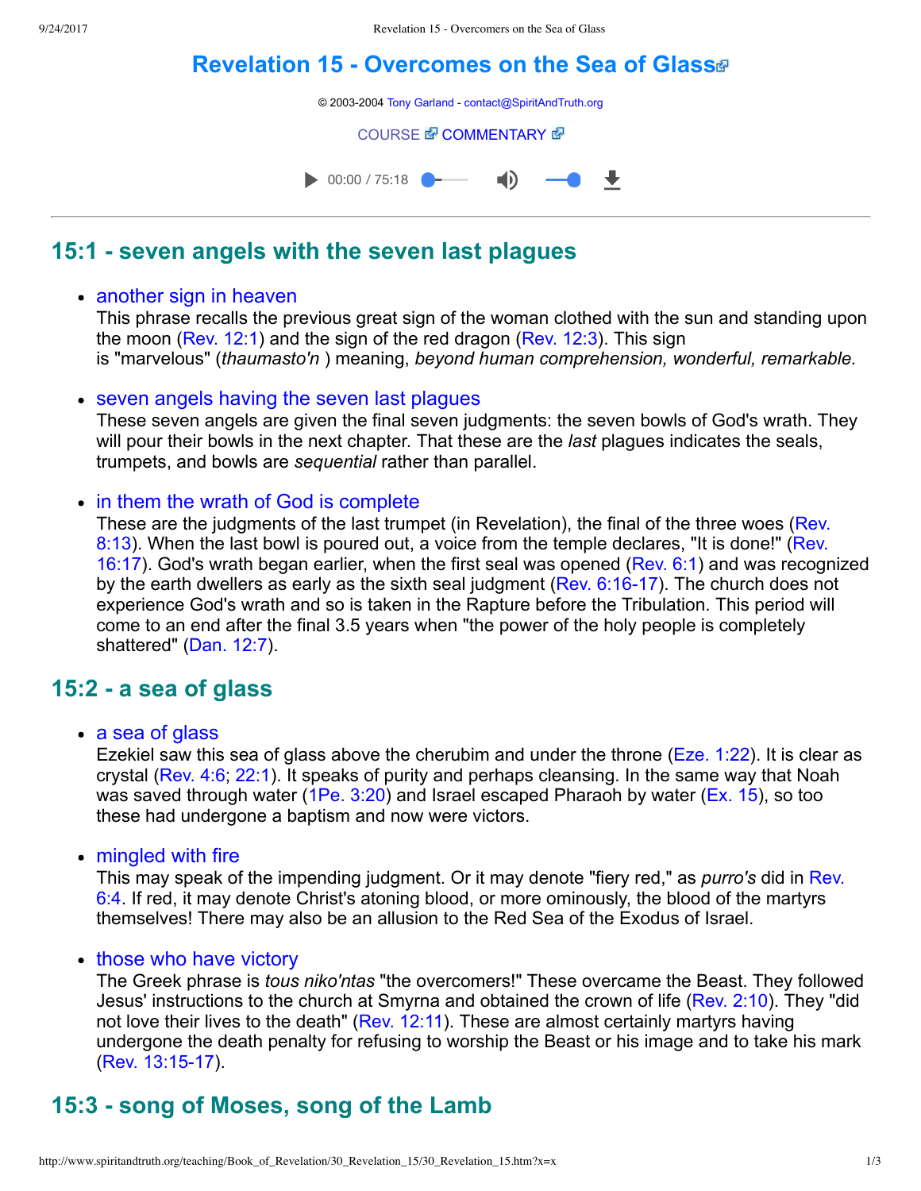# Revelation 15 - Overcomes on the Sea of Glass

© 2003-2004 Tony Garland - contact@SpiritAndTruth.org

COURSE COMMENTARY

## 15:1 - seven angels with the seven last plagues

- another sign in heaven
  This phrase recalls the previous great sign of the woman clothed with the sun and standing upon the moon (Rev. 12:1) and the sign of the red dragon (Rev. 12:3). This sign is "marvelous" (*thaumasto'n* ) meaning, *beyond human comprehension, wonderful, remarkable.*

- seven angels having the seven last plagues
  These seven angels are given the final seven judgments: the seven bowls of God's wrath. They will pour their bowls in the next chapter. That these are the *last* plagues indicates the seals, trumpets, and bowls are *sequential* rather than parallel.

- in them the wrath of God is complete
  These are the judgments of the last trumpet (in Revelation), the final of the three woes (Rev. 8:13). When the last bowl is poured out, a voice from the temple declares, "It is done!" (Rev. 16:17). God's wrath began earlier, when the first seal was opened (Rev. 6:1) and was recognized by the earth dwellers as early as the sixth seal judgment (Rev. 6:16-17). The church does not experience God's wrath and so is taken in the Rapture before the Tribulation. This period will come to an end after the final 3.5 years when "the power of the holy people is completely shattered" (Dan. 12:7).

## 15:2 - a sea of glass

- a sea of glass
  Ezekiel saw this sea of glass above the cherubim and under the throne (Eze. 1:22). It is clear as crystal (Rev. 4:6; 22:1). It speaks of purity and perhaps cleansing. In the same way that Noah was saved through water (1Pe. 3:20) and Israel escaped Pharaoh by water (Ex. 15), so too these had undergone a baptism and now were victors.

- mingled with fire
  This may speak of the impending judgment. Or it may denote "fiery red," as *purro's* did in Rev. 6:4. If red, it may denote Christ's atoning blood, or more ominously, the blood of the martyrs themselves! There may also be an allusion to the Red Sea of the Exodus of Israel.

- those who have victory
  The Greek phrase is *tous niko'ntas* "the overcomers!" These overcame the Beast. They followed Jesus' instructions to the church at Smyrna and obtained the crown of life (Rev. 2:10). They "did not love their lives to the death" (Rev. 12:11). These are almost certainly martyrs having undergone the death penalty for refusing to worship the Beast or his image and to take his mark (Rev. 13:15-17).

## 15:3 - song of Moses, song of the Lamb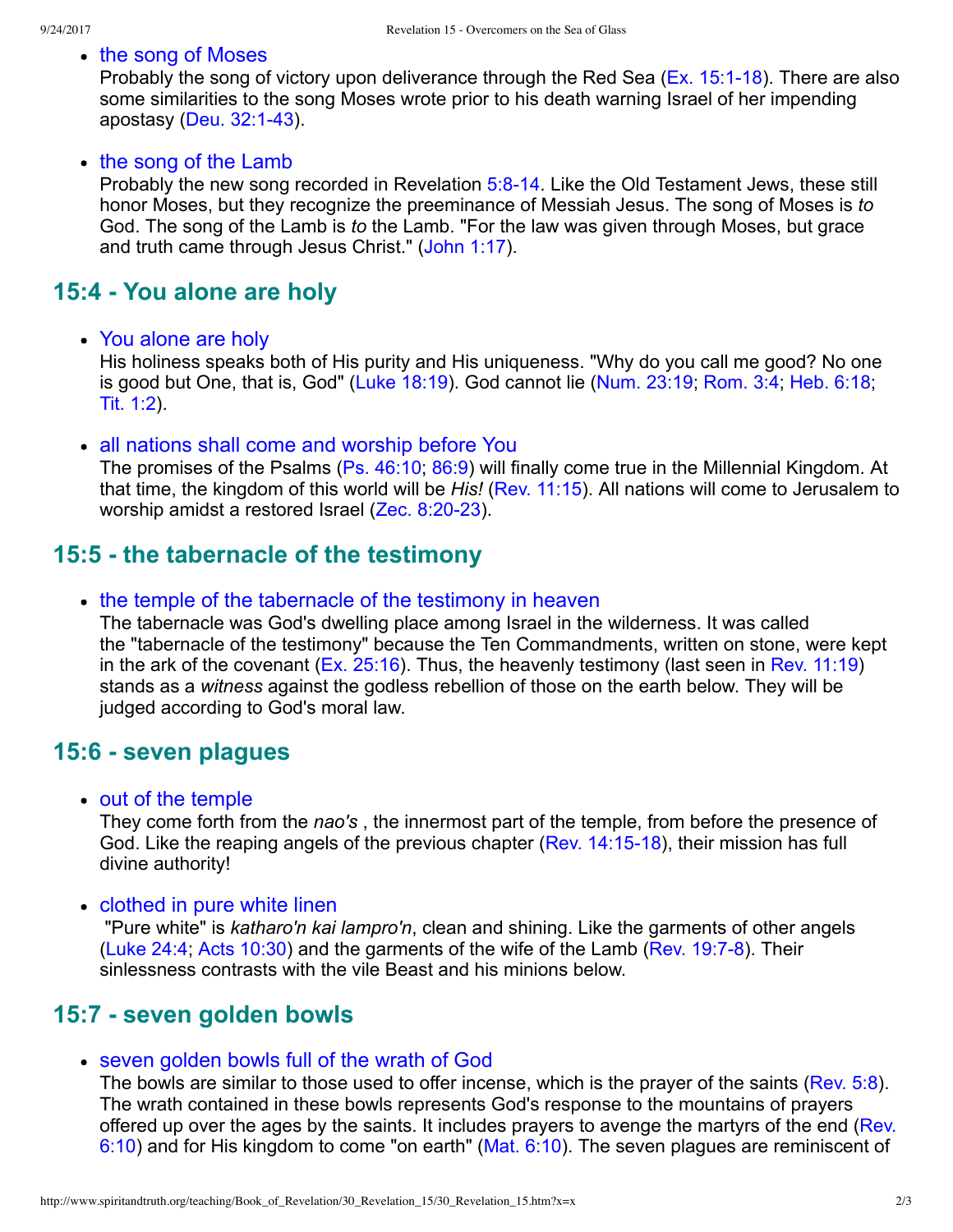- the song of Moses
  Probably the song of victory upon deliverance through the Red Sea (Ex. 15:1-18). There are also some similarities to the song Moses wrote prior to his death warning Israel of her impending apostasy (Deu. 32:1-43).

- the song of the Lamb
  Probably the new song recorded in Revelation 5:8-14. Like the Old Testament Jews, these still honor Moses, but they recognize the preeminance of Messiah Jesus. The song of Moses is *to* God. The song of the Lamb is *to* the Lamb. "For the law was given through Moses, but grace and truth came through Jesus Christ." (John 1:17).

## 15:4 - You alone are holy

- You alone are holy
  His holiness speaks both of His purity and His uniqueness. "Why do you call me good? No one is good but One, that is, God" (Luke 18:19). God cannot lie (Num. 23:19; Rom. 3:4; Heb. 6:18; Tit. 1:2).

- all nations shall come and worship before You
  The promises of the Psalms (Ps. 46:10; 86:9) will finally come true in the Millennial Kingdom. At that time, the kingdom of this world will be *His!* (Rev. 11:15). All nations will come to Jerusalem to worship amidst a restored Israel (Zec. 8:20-23).

## 15:5 - the tabernacle of the testimony

- the temple of the tabernacle of the testimony in heaven
  The tabernacle was God's dwelling place among Israel in the wilderness. It was called the "tabernacle of the testimony" because the Ten Commandments, written on stone, were kept in the ark of the covenant (Ex. 25:16). Thus, the heavenly testimony (last seen in Rev. 11:19) stands as a *witness* against the godless rebellion of those on the earth below. They will be judged according to God's moral law.

## 15:6 - seven plagues

- out of the temple
  They come forth from the *nao's* , the innermost part of the temple, from before the presence of God. Like the reaping angels of the previous chapter (Rev. 14:15-18), their mission has full divine authority!

- clothed in pure white linen
  "Pure white" is *katharo'n kai lampro'n*, clean and shining. Like the garments of other angels (Luke 24:4; Acts 10:30) and the garments of the wife of the Lamb (Rev. 19:7-8). Their sinlessness contrasts with the vile Beast and his minions below.

## 15:7 - seven golden bowls

- seven golden bowls full of the wrath of God
  The bowls are similar to those used to offer incense, which is the prayer of the saints (Rev. 5:8). The wrath contained in these bowls represents God's response to the mountains of prayers offered up over the ages by the saints. It includes prayers to avenge the martyrs of the end (Rev. 6:10) and for His kingdom to come "on earth" (Mat. 6:10). The seven plagues are reminiscent of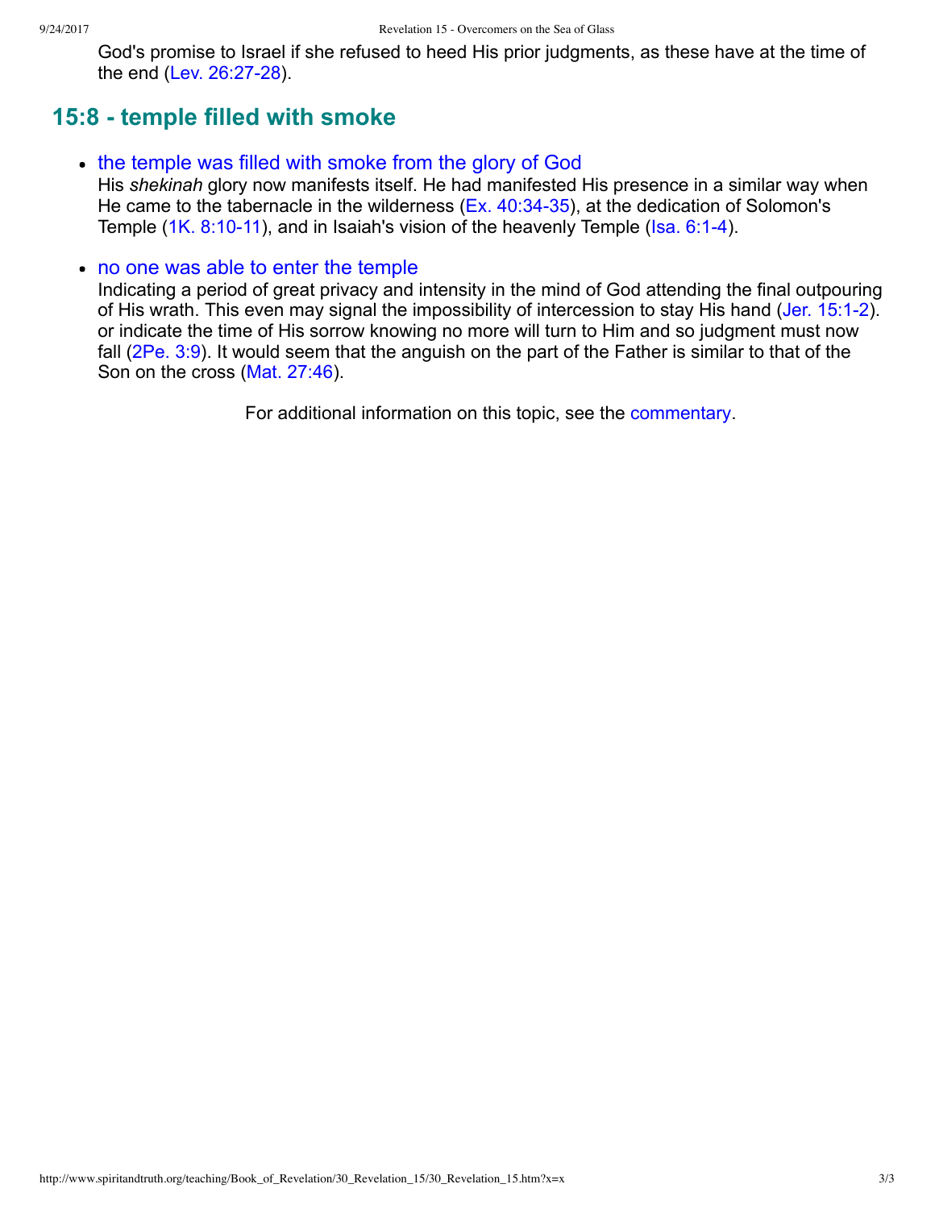God's promise to Israel if she refused to heed His prior judgments, as these have at the time of the end (Lev. 26:27-28).

## 15:8 - temple filled with smoke

- the temple was filled with smoke from the glory of God
  His *shekinah* glory now manifests itself. He had manifested His presence in a similar way when He came to the tabernacle in the wilderness (Ex. 40:34-35), at the dedication of Solomon's Temple (1K. 8:10-11), and in Isaiah's vision of the heavenly Temple (Isa. 6:1-4).
- no one was able to enter the temple
  Indicating a period of great privacy and intensity in the mind of God attending the final outpouring of His wrath. This even may signal the impossibility of intercession to stay His hand (Jer. 15:1-2). or indicate the time of His sorrow knowing no more will turn to Him and so judgment must now fall (2Pe. 3:9). It would seem that the anguish on the part of the Father is similar to that of the Son on the cross (Mat. 27:46).

For additional information on this topic, see the commentary.